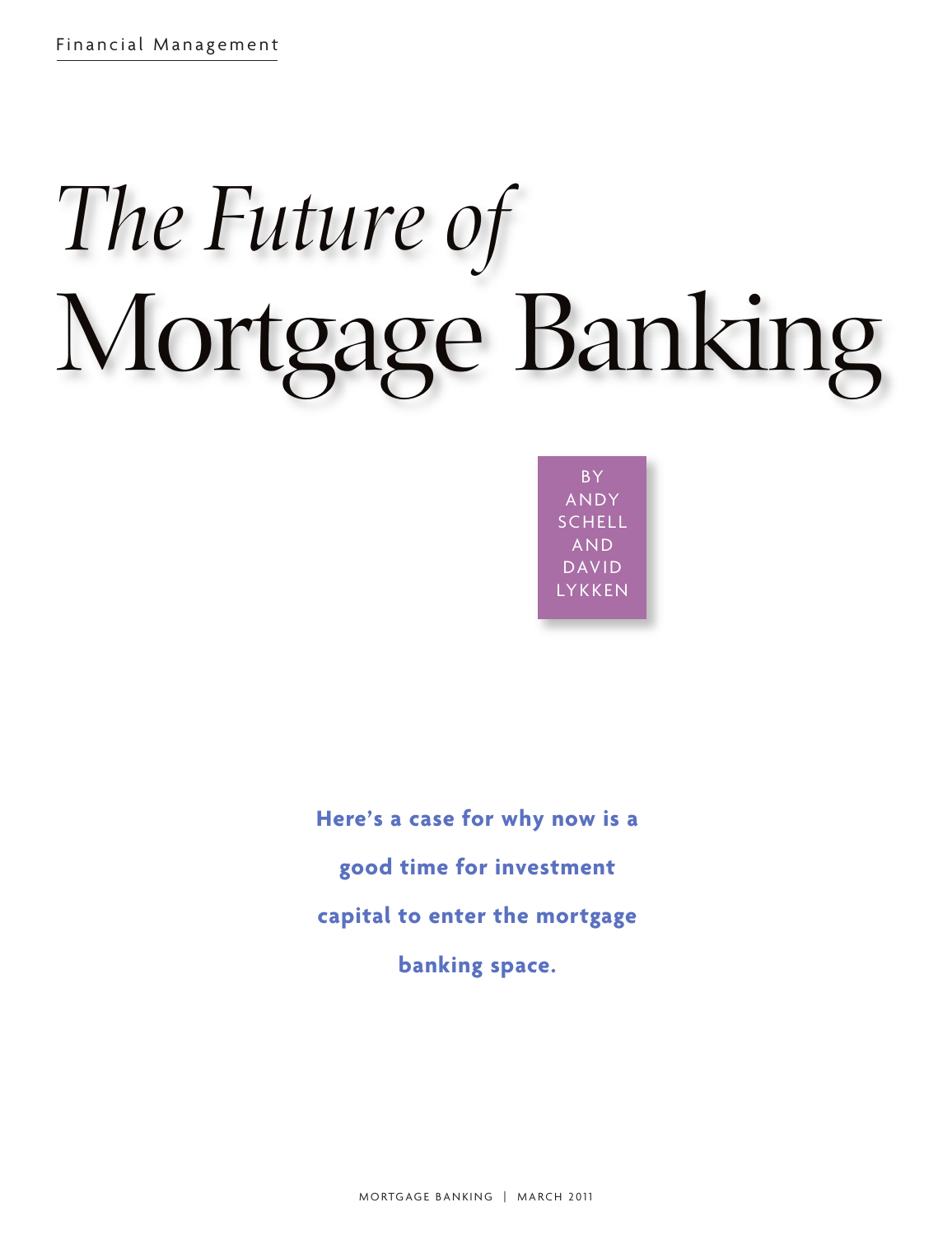Financial Management

# *The Future of* Mortgage Banking

BY ANDY SCHELL AND DAVID LYKKEN

**Here's a case for why now is a good time for investment capital to enter the mortgage banking space.**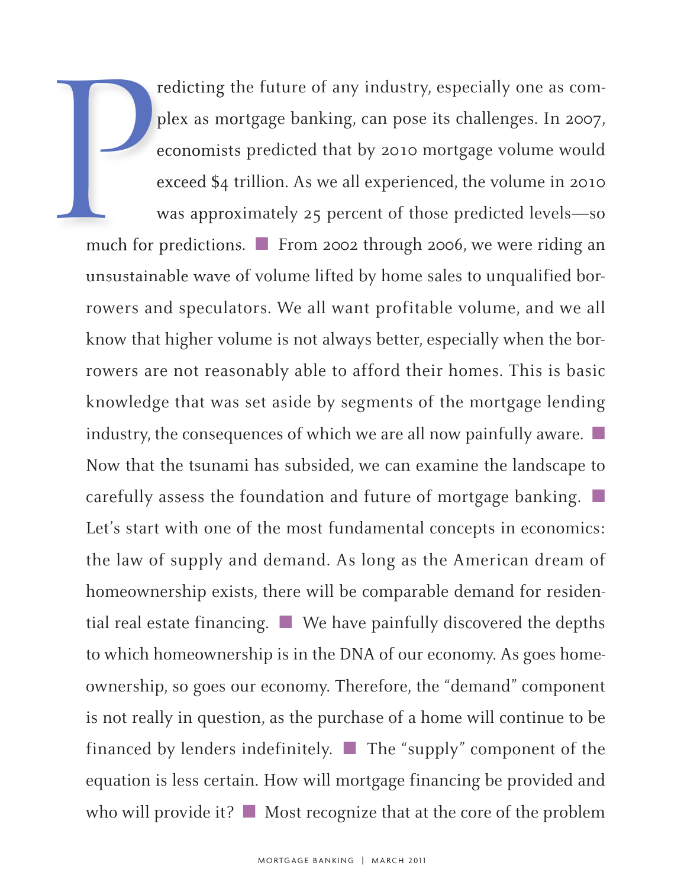Predicting the future of any industry, especially one as complex as mortgage banking, can pose its challenges. In 2007, economists predicted that by 2010 mortgage volume would exceed $4 trillion. As we all experienced, the volume in 2010 was approximately 25 percent of those predicted levels—so much for predictions. ■ From 2002 through 2006, we were riding an unsustainable wave of volume lifted by home sales to unqualified borrowers and speculators. We all want profitable volume, and we all know that higher volume is not always better, especially when the borrowers are not reasonably able to afford their homes. This is basic knowledge that was set aside by segments of the mortgage lending industry, the consequences of which we are all now painfully aware. ■ Now that the tsunami has subsided, we can examine the landscape to carefully assess the foundation and future of mortgage banking. ■ Let's start with one of the most fundamental concepts in economics: the law of supply and demand. As long as the American dream of homeownership exists, there will be comparable demand for residential real estate financing. ■ We have painfully discovered the depths to which homeownership is in the DNA of our economy. As goes homeownership, so goes our economy. Therefore, the "demand" component is not really in question, as the purchase of a home will continue to be financed by lenders indefinitely. ■ The "supply" component of the equation is less certain. How will mortgage financing be provided and who will provide it? ■ Most recognize that at the core of the problem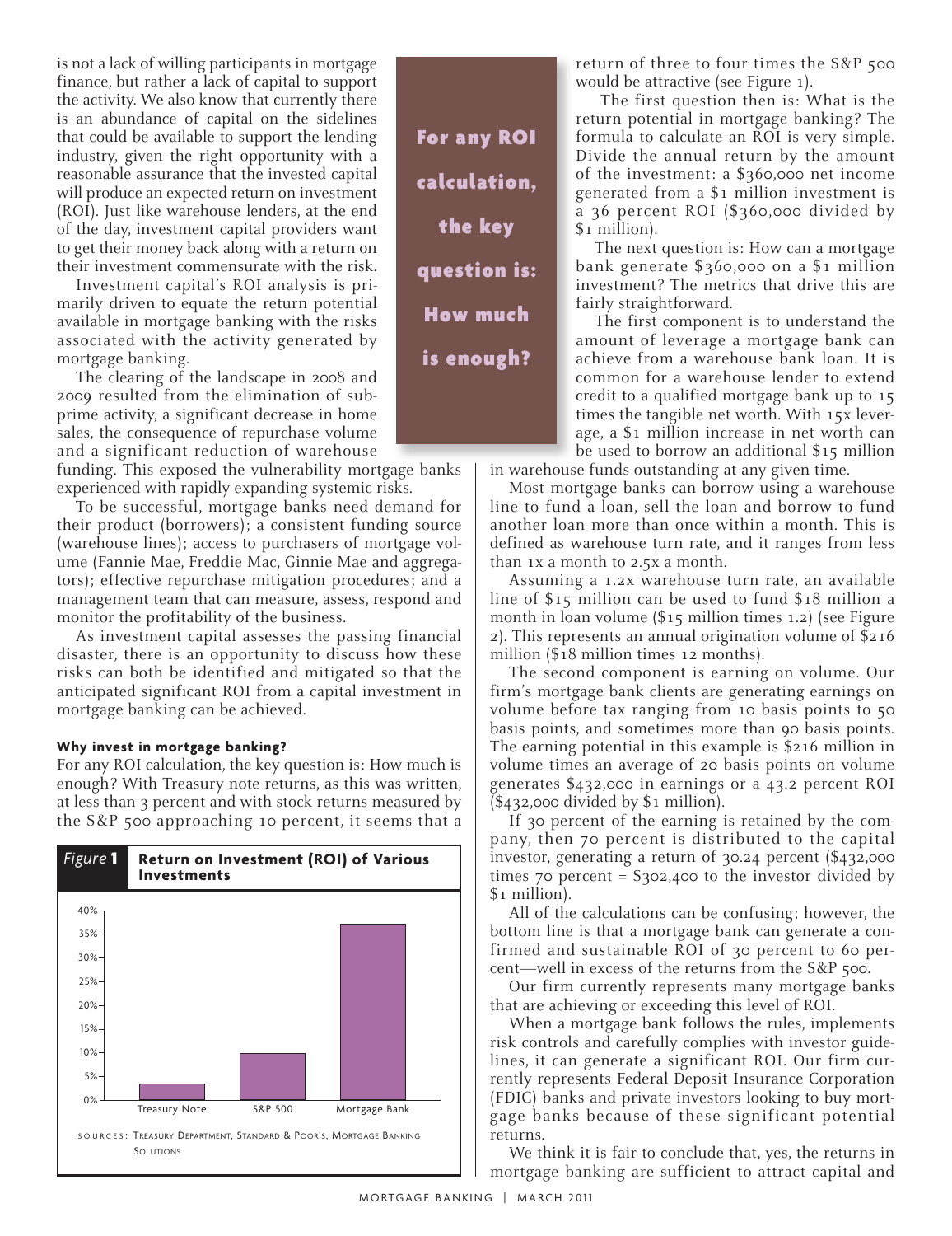is not a lack of willing participants in mortgage finance, but rather a lack of capital to support the activity. We also know that currently there is an abundance of capital on the sidelines that could be available to support the lending industry, given the right opportunity with a reasonable assurance that the invested capital will produce an expected return on investment (ROI). Just like warehouse lenders, at the end of the day, investment capital providers want to get their money back along with a return on their investment commensurate with the risk.

Investment capital's ROI analysis is primarily driven to equate the return potential available in mortgage banking with the risks associated with the activity generated by mortgage banking.

The clearing of the landscape in 2008 and 2009 resulted from the elimination of subprime activity, a significant decrease in home sales, the consequence of repurchase volume and a significant reduction of warehouse funding. This exposed the vulnerability mortgage banks experienced with rapidly expanding systemic risks.

To be successful, mortgage banks need demand for their product (borrowers); a consistent funding source (warehouse lines); access to purchasers of mortgage volume (Fannie Mae, Freddie Mac, Ginnie Mae and aggregators); effective repurchase mitigation procedures; and a management team that can measure, assess, respond and monitor the profitability of the business.

As investment capital assesses the passing financial disaster, there is an opportunity to discuss how these risks can both be identified and mitigated so that the anticipated significant ROI from a capital investment in mortgage banking can be achieved.

**For any ROI calculation, the key question is: How much is enough?**

### Why invest in mortgage banking?

For any ROI calculation, the key question is: How much is enough? With Treasury note returns, as this was written, at less than 3 percent and with stock returns measured by the S&P 500 approaching 10 percent, it seems that a return of three to four times the S&P 500 would be attractive (see Figure 1).

*Figure* **1** **Return on Investment (ROI) of Various Investments**

| Investment | ROI (approx.) |
|---|---|
| Treasury Note | ~3% |
| S&P 500 | ~10% |
| Mortgage Bank | ~37% |

SOURCES: Treasury Department, Standard & Poor's, Mortgage Banking Solutions

The first question then is: What is the return potential in mortgage banking? The formula to calculate an ROI is very simple. Divide the annual return by the amount of the investment: a $360,000 net income generated from a $1 million investment is a 36 percent ROI ($360,000 divided by $1 million).

The next question is: How can a mortgage bank generate $360,000 on a $1 million investment? The metrics that drive this are fairly straightforward.

The first component is to understand the amount of leverage a mortgage bank can achieve from a warehouse bank loan. It is common for a warehouse lender to extend credit to a qualified mortgage bank up to 15 times the tangible net worth. With 15x leverage, a $1 million increase in net worth can be used to borrow an additional $15 million in warehouse funds outstanding at any given time.

Most mortgage banks can borrow using a warehouse line to fund a loan, sell the loan and borrow to fund another loan more than once within a month. This is defined as warehouse turn rate, and it ranges from less than 1x a month to 2.5x a month.

Assuming a 1.2x warehouse turn rate, an available line of $15 million can be used to fund $18 million a month in loan volume ($15 million times 1.2) (see Figure 2). This represents an annual origination volume of $216 million ($18 million times 12 months).

The second component is earning on volume. Our firm's mortgage bank clients are generating earnings on volume before tax ranging from 10 basis points to 50 basis points, and sometimes more than 90 basis points. The earning potential in this example is $216 million in volume times an average of 20 basis points on volume generates $432,000 in earnings or a 43.2 percent ROI ($432,000 divided by $1 million).

If 30 percent of the earning is retained by the company, then 70 percent is distributed to the capital investor, generating a return of 30.24 percent ($432,000 times 70 percent = $302,400 to the investor divided by $1 million).

All of the calculations can be confusing; however, the bottom line is that a mortgage bank can generate a confirmed and sustainable ROI of 30 percent to 60 percent—well in excess of the returns from the S&P 500.

Our firm currently represents many mortgage banks that are achieving or exceeding this level of ROI.

When a mortgage bank follows the rules, implements risk controls and carefully complies with investor guidelines, it can generate a significant ROI. Our firm currently represents Federal Deposit Insurance Corporation (FDIC) banks and private investors looking to buy mortgage banks because of these significant potential returns.

We think it is fair to conclude that, yes, the returns in mortgage banking are sufficient to attract capital and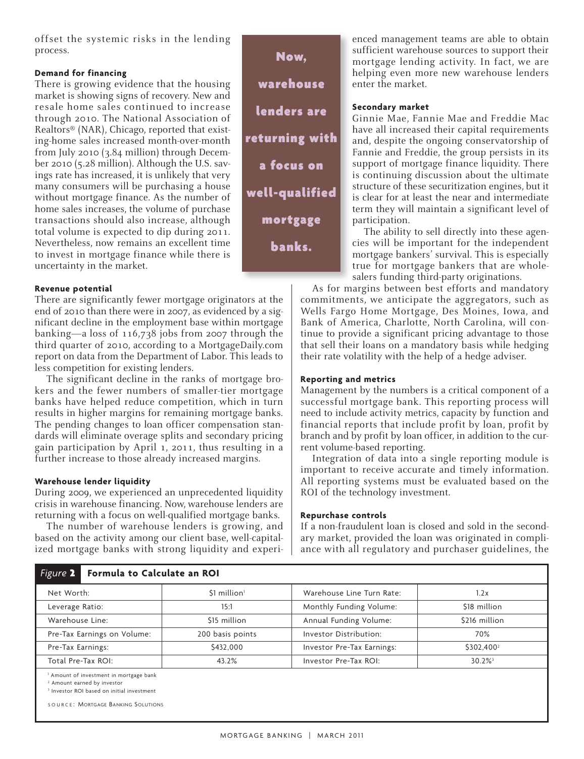offset the systemic risks in the lending process.

### Demand for financing

There is growing evidence that the housing market is showing signs of recovery. New and resale home sales continued to increase through 2010. The National Association of Realtors® (NAR), Chicago, reported that existing-home sales increased month-over-month from July 2010 (3.84 million) through December 2010 (5.28 million). Although the U.S. savings rate has increased, it is unlikely that very many consumers will be purchasing a house without mortgage finance. As the number of home sales increases, the volume of purchase transactions should also increase, although total volume is expected to dip during 2011. Nevertheless, now remains an excellent time to invest in mortgage finance while there is uncertainty in the market.

### Revenue potential

There are significantly fewer mortgage originators at the end of 2010 than there were in 2007, as evidenced by a significant decline in the employment base within mortgage banking—a loss of 116,738 jobs from 2007 through the third quarter of 2010, according to a MortgageDaily.com report on data from the Department of Labor. This leads to less competition for existing lenders.

The significant decline in the ranks of mortgage brokers and the fewer numbers of smaller-tier mortgage banks have helped reduce competition, which in turn results in higher margins for remaining mortgage banks. The pending changes to loan officer compensation standards will eliminate overage splits and secondary pricing gain participation by April 1, 2011, thus resulting in a further increase to those already increased margins.

### Warehouse lender liquidity

During 2009, we experienced an unprecedented liquidity crisis in warehouse financing. Now, warehouse lenders are returning with a focus on well-qualified mortgage banks.

The number of warehouse lenders is growing, and based on the activity among our client base, well-capitalized mortgage banks with strong liquidity and experienced management teams are able to obtain sufficient warehouse sources to support their mortgage lending activity. In fact, we are helping even more new warehouse lenders enter the market.

**Now, warehouse lenders are returning with a focus on well-qualified mortgage banks.**

### Secondary market

Ginnie Mae, Fannie Mae and Freddie Mac have all increased their capital requirements and, despite the ongoing conservatorship of Fannie and Freddie, the group persists in its support of mortgage finance liquidity. There is continuing discussion about the ultimate structure of these securitization engines, but it is clear for at least the near and intermediate term they will maintain a significant level of participation.

The ability to sell directly into these agencies will be important for the independent mortgage bankers' survival. This is especially true for mortgage bankers that are wholesalers funding third-party originations.

As for margins between best efforts and mandatory commitments, we anticipate the aggregators, such as Wells Fargo Home Mortgage, Des Moines, Iowa, and Bank of America, Charlotte, North Carolina, will continue to provide a significant pricing advantage to those that sell their loans on a mandatory basis while hedging their rate volatility with the help of a hedge adviser.

### Reporting and metrics

Management by the numbers is a critical component of a successful mortgage bank. This reporting process will need to include activity metrics, capacity by function and financial reports that include profit by loan, profit by branch and by profit by loan officer, in addition to the current volume-based reporting.

Integration of data into a single reporting module is important to receive accurate and timely information. All reporting systems must be evaluated based on the ROI of the technology investment.

### Repurchase controls

If a non-fraudulent loan is closed and sold in the secondary market, provided the loan was originated in compliance with all regulatory and purchaser guidelines, the

**Figure 2 Formula to Calculate an ROI**

| | | | |
|---|---|---|---|
| Net Worth: | $1 million[1] | Warehouse Line Turn Rate: | 1.2x |
| Leverage Ratio: | 15:1 | Monthly Funding Volume: | $18 million |
| Warehouse Line: | $15 million | Annual Funding Volume: | $216 million |
| Pre-Tax Earnings on Volume: | 200 basis points | Investor Distribution: | 70% |
| Pre-Tax Earnings: | $432,000 | Investor Pre-Tax Earnings: | $302,400[2] |
| Total Pre-Tax ROI: | 43.2% | Investor Pre-Tax ROI: | 30.2%[3] |

[1] Amount of investment in mortgage bank
[2] Amount earned by investor
[3] Investor ROI based on initial investment

SOURCE: Mortgage Banking Solutions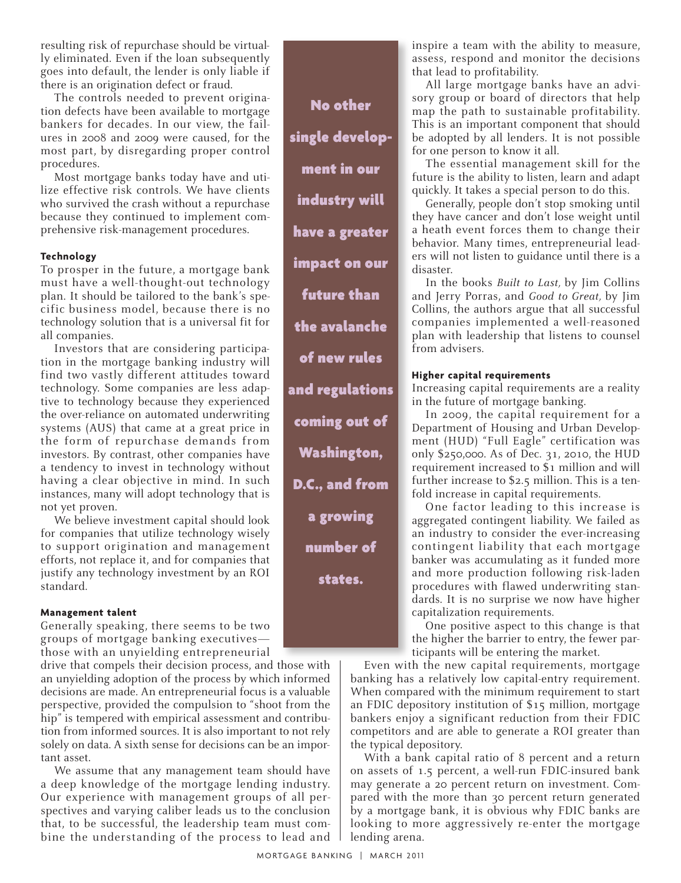resulting risk of repurchase should be virtually eliminated. Even if the loan subsequently goes into default, the lender is only liable if there is an origination defect or fraud.

The controls needed to prevent origination defects have been available to mortgage bankers for decades. In our view, the failures in 2008 and 2009 were caused, for the most part, by disregarding proper control procedures.

Most mortgage banks today have and utilize effective risk controls. We have clients who survived the crash without a repurchase because they continued to implement comprehensive risk-management procedures.

#### Technology

To prosper in the future, a mortgage bank must have a well-thought-out technology plan. It should be tailored to the bank's specific business model, because there is no technology solution that is a universal fit for all companies.

Investors that are considering participation in the mortgage banking industry will find two vastly different attitudes toward technology. Some companies are less adaptive to technology because they experienced the over-reliance on automated underwriting systems (AUS) that came at a great price in the form of repurchase demands from investors. By contrast, other companies have a tendency to invest in technology without having a clear objective in mind. In such instances, many will adopt technology that is not yet proven.

We believe investment capital should look for companies that utilize technology wisely to support origination and management efforts, not replace it, and for companies that justify any technology investment by an ROI standard.

#### Management talent

Generally speaking, there seems to be two groups of mortgage banking executives—those with an unyielding entrepreneurial drive that compels their decision process, and those with an unyielding adoption of the process by which informed decisions are made. An entrepreneurial focus is a valuable perspective, provided the compulsion to "shoot from the hip" is tempered with empirical assessment and contribution from informed sources. It is also important to not rely solely on data. A sixth sense for decisions can be an important asset.

We assume that any management team should have a deep knowledge of the mortgage lending industry. Our experience with management groups of all perspectives and varying caliber leads us to the conclusion that, to be successful, the leadership team must combine the understanding of the process to lead and inspire a team with the ability to measure, assess, respond and monitor the decisions that lead to profitability.

**No other single development in our industry will have a greater impact on our future than the avalanche of new rules and regulations coming out of Washington, D.C., and from a growing number of states.**

All large mortgage banks have an advisory group or board of directors that help map the path to sustainable profitability. This is an important component that should be adopted by all lenders. It is not possible for one person to know it all.

The essential management skill for the future is the ability to listen, learn and adapt quickly. It takes a special person to do this.

Generally, people don't stop smoking until they have cancer and don't lose weight until a heath event forces them to change their behavior. Many times, entrepreneurial leaders will not listen to guidance until there is a disaster.

In the books *Built to Last,* by Jim Collins and Jerry Porras, and *Good to Great,* by Jim Collins, the authors argue that all successful companies implemented a well-reasoned plan with leadership that listens to counsel from advisers.

#### Higher capital requirements

Increasing capital requirements are a reality in the future of mortgage banking.

In 2009, the capital requirement for a Department of Housing and Urban Development (HUD) "Full Eagle" certification was only $250,000. As of Dec. 31, 2010, the HUD requirement increased to $1 million and will further increase to $2.5 million. This is a tenfold increase in capital requirements.

One factor leading to this increase is aggregated contingent liability. We failed as an industry to consider the ever-increasing contingent liability that each mortgage banker was accumulating as it funded more and more production following risk-laden procedures with flawed underwriting standards. It is no surprise we now have higher capitalization requirements.

One positive aspect to this change is that the higher the barrier to entry, the fewer participants will be entering the market.

Even with the new capital requirements, mortgage banking has a relatively low capital-entry requirement. When compared with the minimum requirement to start an FDIC depository institution of $15 million, mortgage bankers enjoy a significant reduction from their FDIC competitors and are able to generate a ROI greater than the typical depository.

With a bank capital ratio of 8 percent and a return on assets of 1.5 percent, a well-run FDIC-insured bank may generate a 20 percent return on investment. Compared with the more than 30 percent return generated by a mortgage bank, it is obvious why FDIC banks are looking to more aggressively re-enter the mortgage lending arena.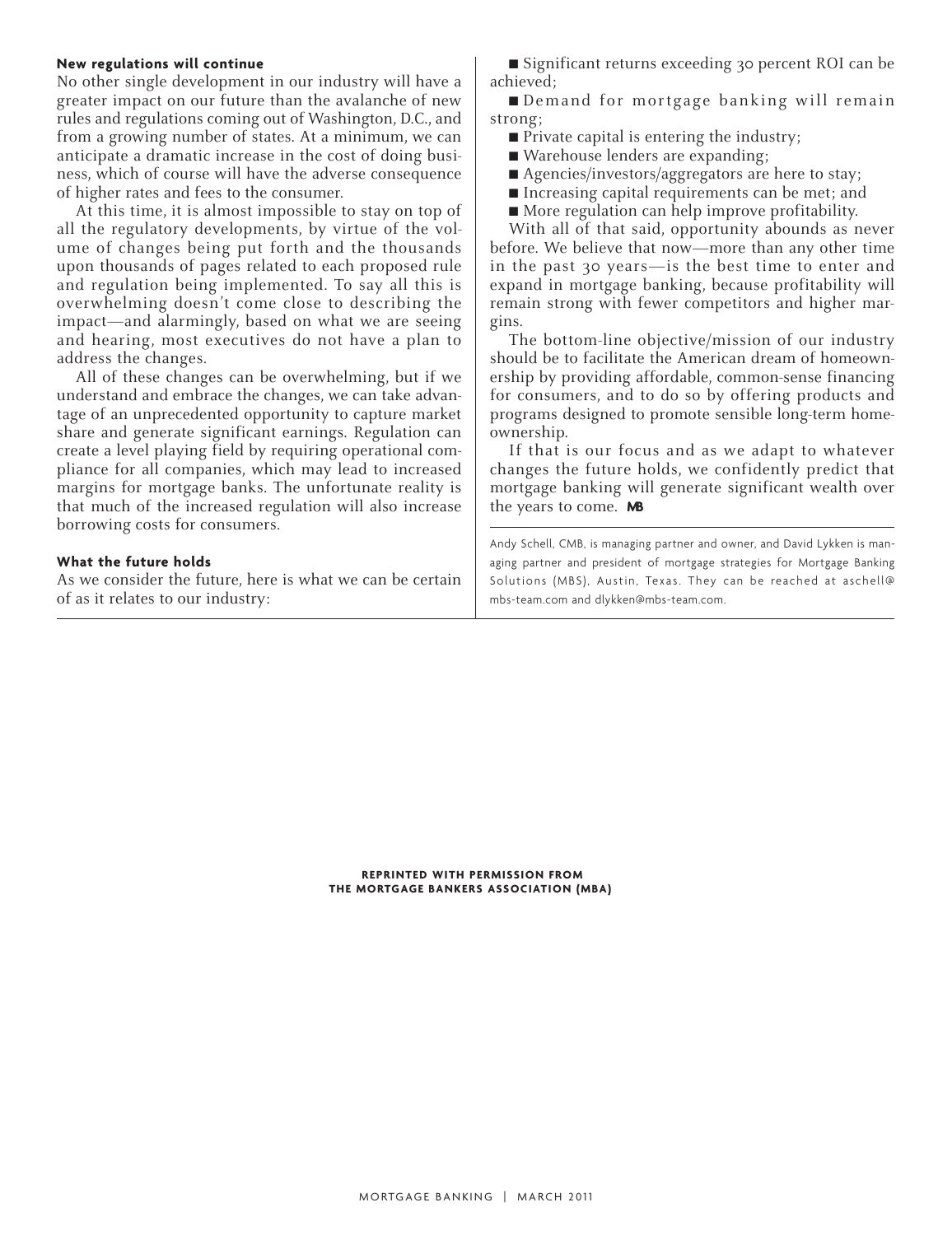### New regulations will continue

No other single development in our industry will have a greater impact on our future than the avalanche of new rules and regulations coming out of Washington, D.C., and from a growing number of states. At a minimum, we can anticipate a dramatic increase in the cost of doing business, which of course will have the adverse consequence of higher rates and fees to the consumer.

At this time, it is almost impossible to stay on top of all the regulatory developments, by virtue of the volume of changes being put forth and the thousands upon thousands of pages related to each proposed rule and regulation being implemented. To say all this is overwhelming doesn't come close to describing the impact—and alarmingly, based on what we are seeing and hearing, most executives do not have a plan to address the changes.

All of these changes can be overwhelming, but if we understand and embrace the changes, we can take advantage of an unprecedented opportunity to capture market share and generate significant earnings. Regulation can create a level playing field by requiring operational compliance for all companies, which may lead to increased margins for mortgage banks. The unfortunate reality is that much of the increased regulation will also increase borrowing costs for consumers.

### What the future holds

As we consider the future, here is what we can be certain of as it relates to our industry:

- Significant returns exceeding 30 percent ROI can be achieved;
- Demand for mortgage banking will remain strong;
- Private capital is entering the industry;
- Warehouse lenders are expanding;
- Agencies/investors/aggregators are here to stay;
- Increasing capital requirements can be met; and
- More regulation can help improve profitability.

With all of that said, opportunity abounds as never before. We believe that now—more than any other time in the past 30 years—is the best time to enter and expand in mortgage banking, because profitability will remain strong with fewer competitors and higher margins.

The bottom-line objective/mission of our industry should be to facilitate the American dream of homeownership by providing affordable, common-sense financing for consumers, and to do so by offering products and programs designed to promote sensible long-term homeownership.

If that is our focus and as we adapt to whatever changes the future holds, we confidently predict that mortgage banking will generate significant wealth over the years to come. **MB**

---

Andy Schell, CMB, is managing partner and owner, and David Lykken is managing partner and president of mortgage strategies for Mortgage Banking Solutions (MBS), Austin, Texas. They can be reached at aschell@mbs-team.com and dlykken@mbs-team.com.

**REPRINTED WITH PERMISSION FROM THE MORTGAGE BANKERS ASSOCIATION (MBA)**